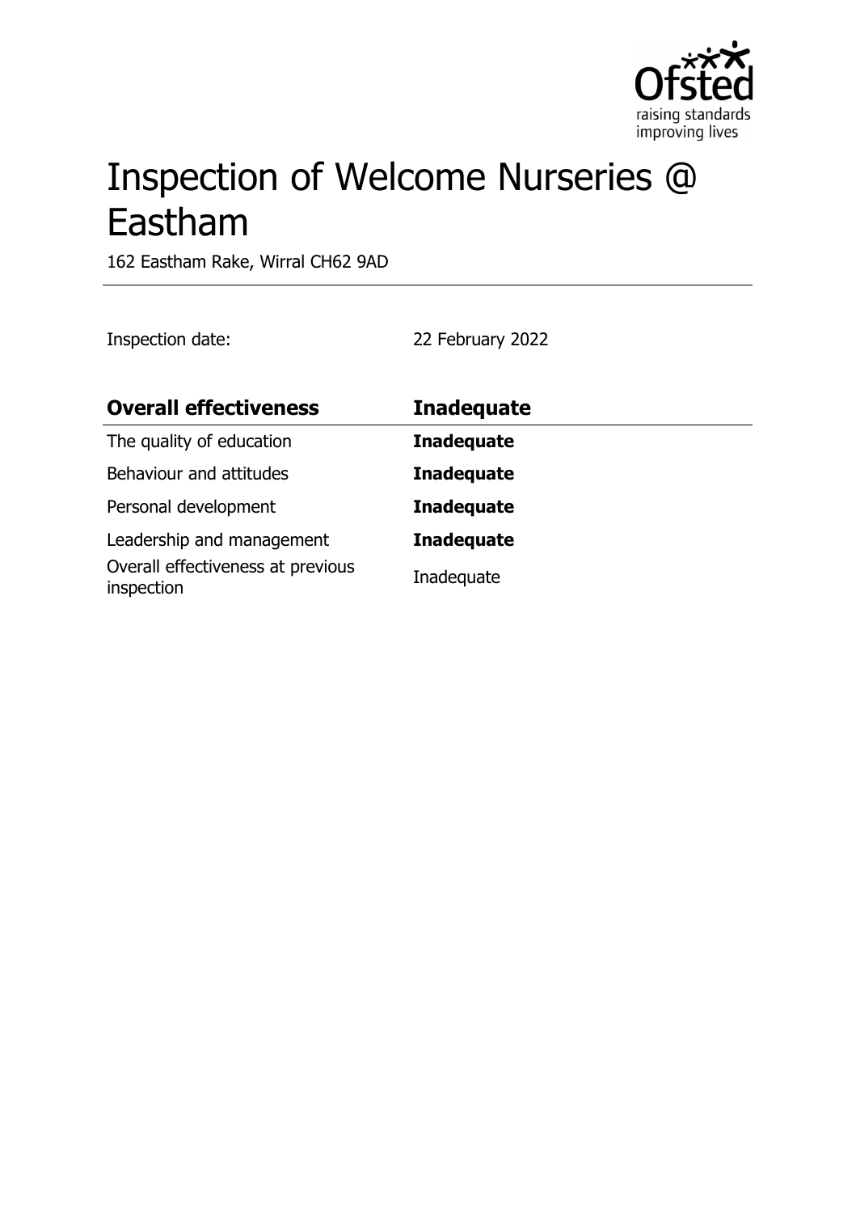# Inspection of Welcome Nurseries @ Eastham

162 Eastham Rake, Wirral CH62 9AD

Inspection date: 22 February 2022

| Overall effectiveness | Inadequate |
| --- | --- |
| The quality of education | **Inadequate** |
| Behaviour and attitudes | **Inadequate** |
| Personal development | **Inadequate** |
| Leadership and management | **Inadequate** |
| Overall effectiveness at previous inspection | Inadequate |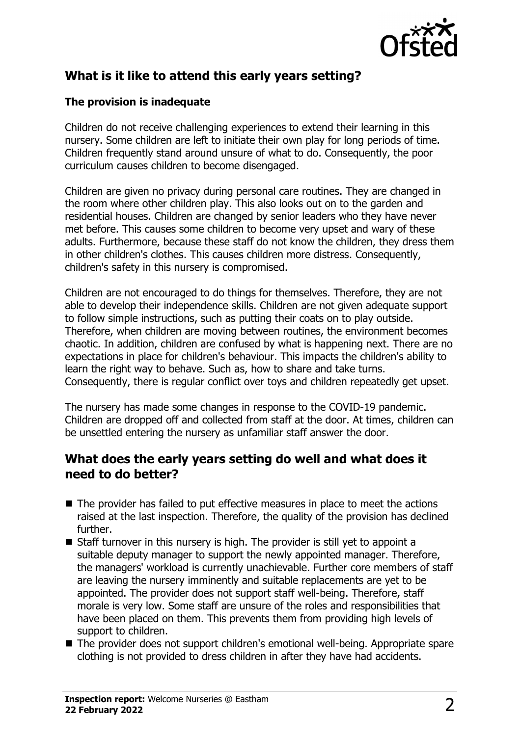## What is it like to attend this early years setting?

### The provision is inadequate

Children do not receive challenging experiences to extend their learning in this nursery. Some children are left to initiate their own play for long periods of time. Children frequently stand around unsure of what to do. Consequently, the poor curriculum causes children to become disengaged.

Children are given no privacy during personal care routines. They are changed in the room where other children play. This also looks out on to the garden and residential houses. Children are changed by senior leaders who they have never met before. This causes some children to become very upset and wary of these adults. Furthermore, because these staff do not know the children, they dress them in other children's clothes. This causes children more distress. Consequently, children's safety in this nursery is compromised.

Children are not encouraged to do things for themselves. Therefore, they are not able to develop their independence skills. Children are not given adequate support to follow simple instructions, such as putting their coats on to play outside. Therefore, when children are moving between routines, the environment becomes chaotic. In addition, children are confused by what is happening next. There are no expectations in place for children's behaviour. This impacts the children's ability to learn the right way to behave. Such as, how to share and take turns. Consequently, there is regular conflict over toys and children repeatedly get upset.

The nursery has made some changes in response to the COVID-19 pandemic. Children are dropped off and collected from staff at the door. At times, children can be unsettled entering the nursery as unfamiliar staff answer the door.

## What does the early years setting do well and what does it need to do better?

- The provider has failed to put effective measures in place to meet the actions raised at the last inspection. Therefore, the quality of the provision has declined further.
- Staff turnover in this nursery is high. The provider is still yet to appoint a suitable deputy manager to support the newly appointed manager. Therefore, the managers' workload is currently unachievable. Further core members of staff are leaving the nursery imminently and suitable replacements are yet to be appointed. The provider does not support staff well-being. Therefore, staff morale is very low. Some staff are unsure of the roles and responsibilities that have been placed on them. This prevents them from providing high levels of support to children.
- The provider does not support children's emotional well-being. Appropriate spare clothing is not provided to dress children in after they have had accidents.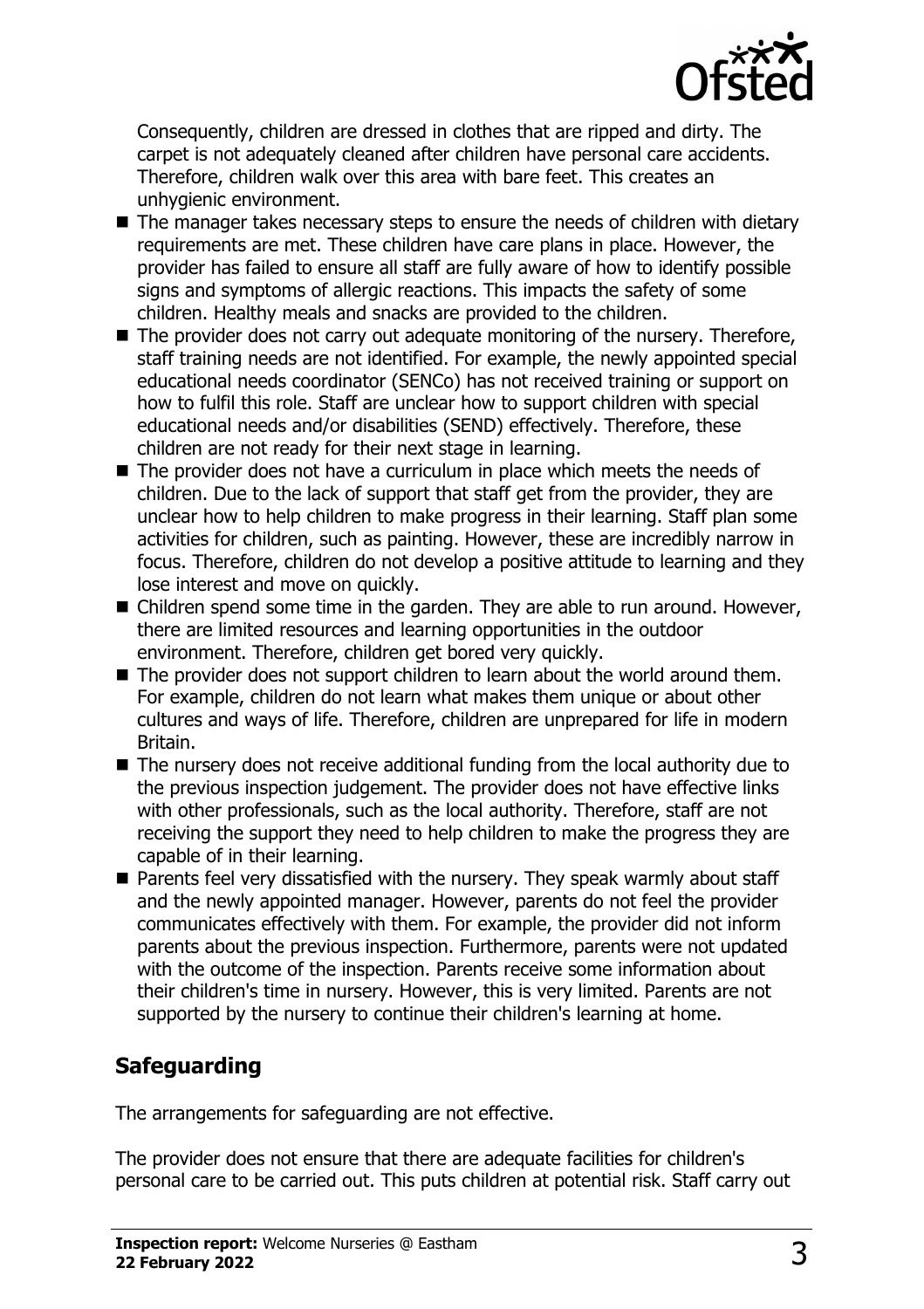Consequently, children are dressed in clothes that are ripped and dirty. The carpet is not adequately cleaned after children have personal care accidents. Therefore, children walk over this area with bare feet. This creates an unhygienic environment.

- The manager takes necessary steps to ensure the needs of children with dietary requirements are met. These children have care plans in place. However, the provider has failed to ensure all staff are fully aware of how to identify possible signs and symptoms of allergic reactions. This impacts the safety of some children. Healthy meals and snacks are provided to the children.
- The provider does not carry out adequate monitoring of the nursery. Therefore, staff training needs are not identified. For example, the newly appointed special educational needs coordinator (SENCo) has not received training or support on how to fulfil this role. Staff are unclear how to support children with special educational needs and/or disabilities (SEND) effectively. Therefore, these children are not ready for their next stage in learning.
- The provider does not have a curriculum in place which meets the needs of children. Due to the lack of support that staff get from the provider, they are unclear how to help children to make progress in their learning. Staff plan some activities for children, such as painting. However, these are incredibly narrow in focus. Therefore, children do not develop a positive attitude to learning and they lose interest and move on quickly.
- Children spend some time in the garden. They are able to run around. However, there are limited resources and learning opportunities in the outdoor environment. Therefore, children get bored very quickly.
- The provider does not support children to learn about the world around them. For example, children do not learn what makes them unique or about other cultures and ways of life. Therefore, children are unprepared for life in modern Britain.
- The nursery does not receive additional funding from the local authority due to the previous inspection judgement. The provider does not have effective links with other professionals, such as the local authority. Therefore, staff are not receiving the support they need to help children to make the progress they are capable of in their learning.
- Parents feel very dissatisfied with the nursery. They speak warmly about staff and the newly appointed manager. However, parents do not feel the provider communicates effectively with them. For example, the provider did not inform parents about the previous inspection. Furthermore, parents were not updated with the outcome of the inspection. Parents receive some information about their children's time in nursery. However, this is very limited. Parents are not supported by the nursery to continue their children's learning at home.

## Safeguarding

The arrangements for safeguarding are not effective.

The provider does not ensure that there are adequate facilities for children's personal care to be carried out. This puts children at potential risk. Staff carry out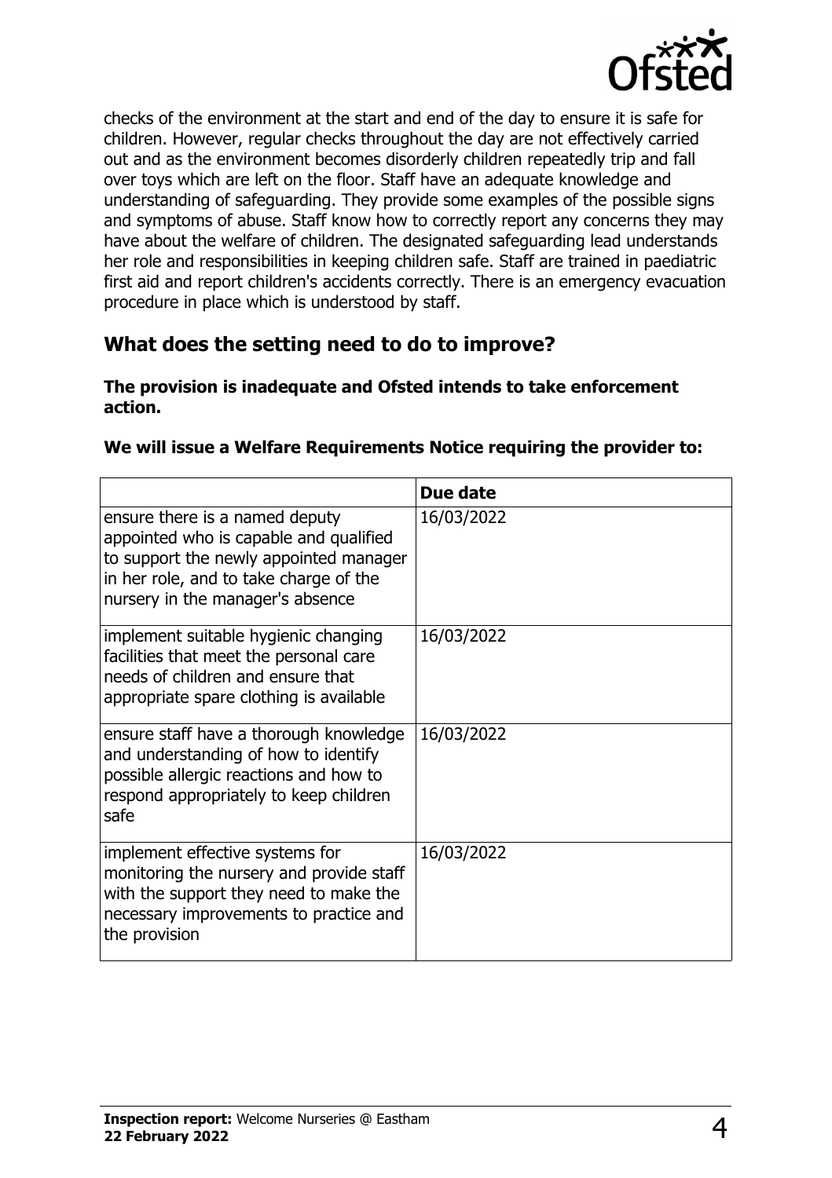checks of the environment at the start and end of the day to ensure it is safe for children. However, regular checks throughout the day are not effectively carried out and as the environment becomes disorderly children repeatedly trip and fall over toys which are left on the floor. Staff have an adequate knowledge and understanding of safeguarding. They provide some examples of the possible signs and symptoms of abuse. Staff know how to correctly report any concerns they may have about the welfare of children. The designated safeguarding lead understands her role and responsibilities in keeping children safe. Staff are trained in paediatric first aid and report children's accidents correctly. There is an emergency evacuation procedure in place which is understood by staff.

## What does the setting need to do to improve?

**The provision is inadequate and Ofsted intends to take enforcement action.**

**We will issue a Welfare Requirements Notice requiring the provider to:**

| | Due date |
|---|---|
| ensure there is a named deputy appointed who is capable and qualified to support the newly appointed manager in her role, and to take charge of the nursery in the manager's absence | 16/03/2022 |
| implement suitable hygienic changing facilities that meet the personal care needs of children and ensure that appropriate spare clothing is available | 16/03/2022 |
| ensure staff have a thorough knowledge and understanding of how to identify possible allergic reactions and how to respond appropriately to keep children safe | 16/03/2022 |
| implement effective systems for monitoring the nursery and provide staff with the support they need to make the necessary improvements to practice and the provision | 16/03/2022 |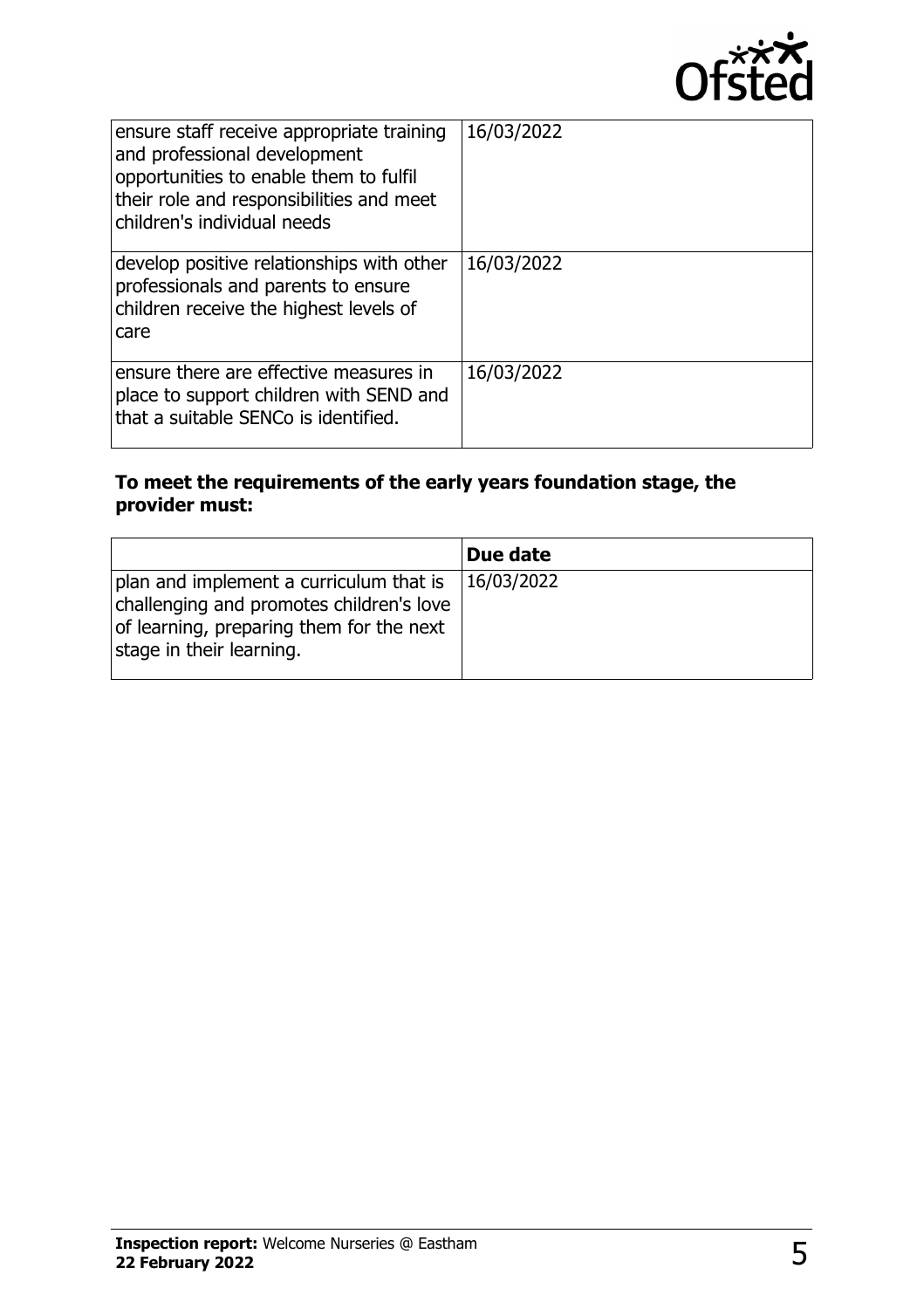| | |
|---|---|
| ensure staff receive appropriate training and professional development opportunities to enable them to fulfil their role and responsibilities and meet children's individual needs | 16/03/2022 |
| develop positive relationships with other professionals and parents to ensure children receive the highest levels of care | 16/03/2022 |
| ensure there are effective measures in place to support children with SEND and that a suitable SENCo is identified. | 16/03/2022 |

**To meet the requirements of the early years foundation stage, the provider must:**

| | Due date |
|---|---|
| plan and implement a curriculum that is challenging and promotes children's love of learning, preparing them for the next stage in their learning. | 16/03/2022 |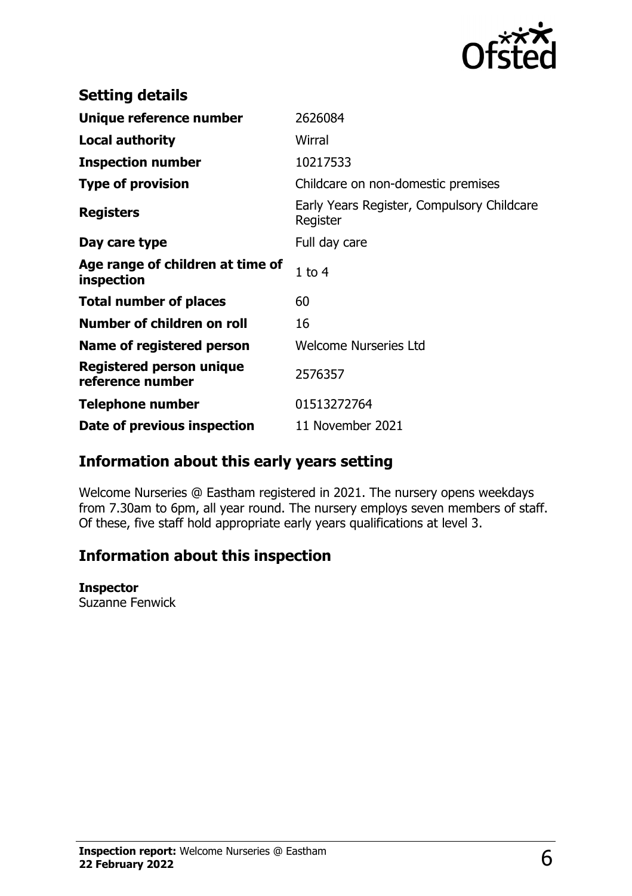## Setting details

| | |
|---|---|
| **Unique reference number** | 2626084 |
| **Local authority** | Wirral |
| **Inspection number** | 10217533 |
| **Type of provision** | Childcare on non-domestic premises |
| **Registers** | Early Years Register, Compulsory Childcare Register |
| **Day care type** | Full day care |
| **Age range of children at time of inspection** | 1 to 4 |
| **Total number of places** | 60 |
| **Number of children on roll** | 16 |
| **Name of registered person** | Welcome Nurseries Ltd |
| **Registered person unique reference number** | 2576357 |
| **Telephone number** | 01513272764 |
| **Date of previous inspection** | 11 November 2021 |

## Information about this early years setting

Welcome Nurseries @ Eastham registered in 2021. The nursery opens weekdays from 7.30am to 6pm, all year round. The nursery employs seven members of staff. Of these, five staff hold appropriate early years qualifications at level 3.

## Information about this inspection

**Inspector**
Suzanne Fenwick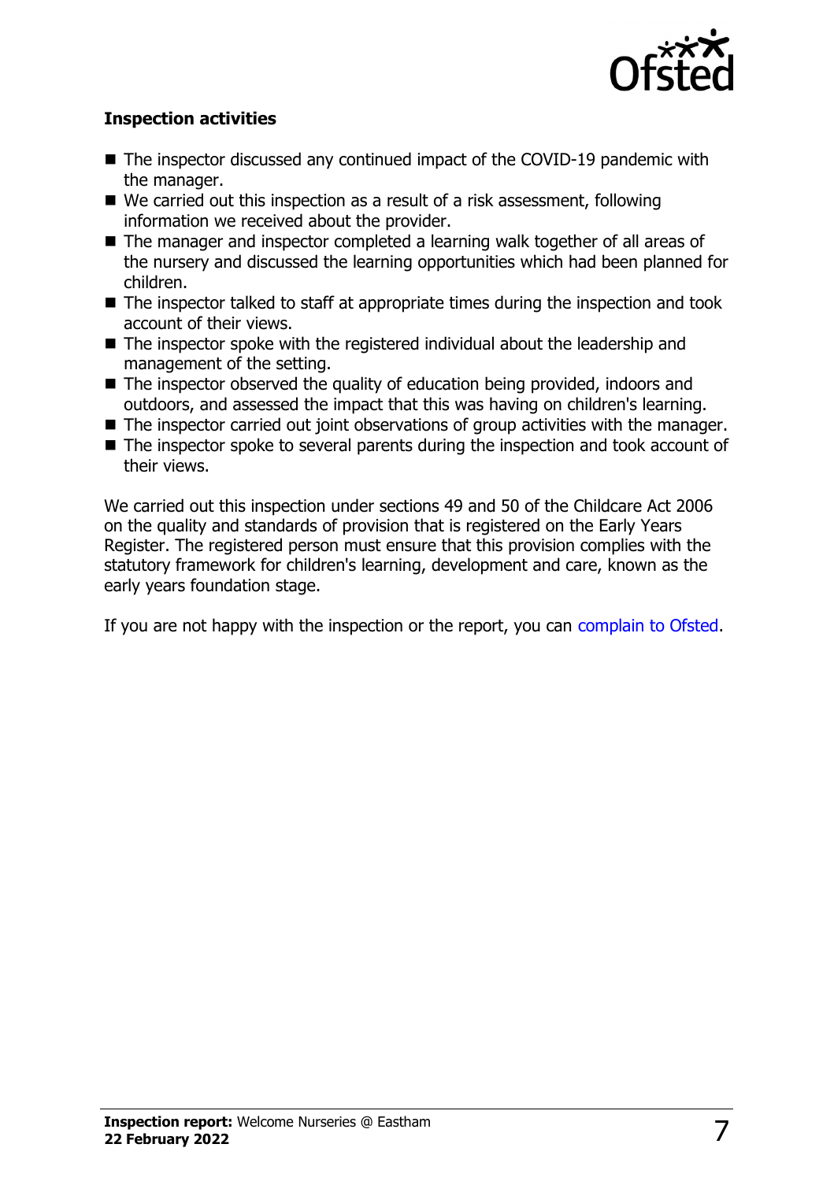### Inspection activities

- The inspector discussed any continued impact of the COVID-19 pandemic with the manager.
- We carried out this inspection as a result of a risk assessment, following information we received about the provider.
- The manager and inspector completed a learning walk together of all areas of the nursery and discussed the learning opportunities which had been planned for children.
- The inspector talked to staff at appropriate times during the inspection and took account of their views.
- The inspector spoke with the registered individual about the leadership and management of the setting.
- The inspector observed the quality of education being provided, indoors and outdoors, and assessed the impact that this was having on children's learning.
- The inspector carried out joint observations of group activities with the manager.
- The inspector spoke to several parents during the inspection and took account of their views.

We carried out this inspection under sections 49 and 50 of the Childcare Act 2006 on the quality and standards of provision that is registered on the Early Years Register. The registered person must ensure that this provision complies with the statutory framework for children's learning, development and care, known as the early years foundation stage.

If you are not happy with the inspection or the report, you can complain to Ofsted.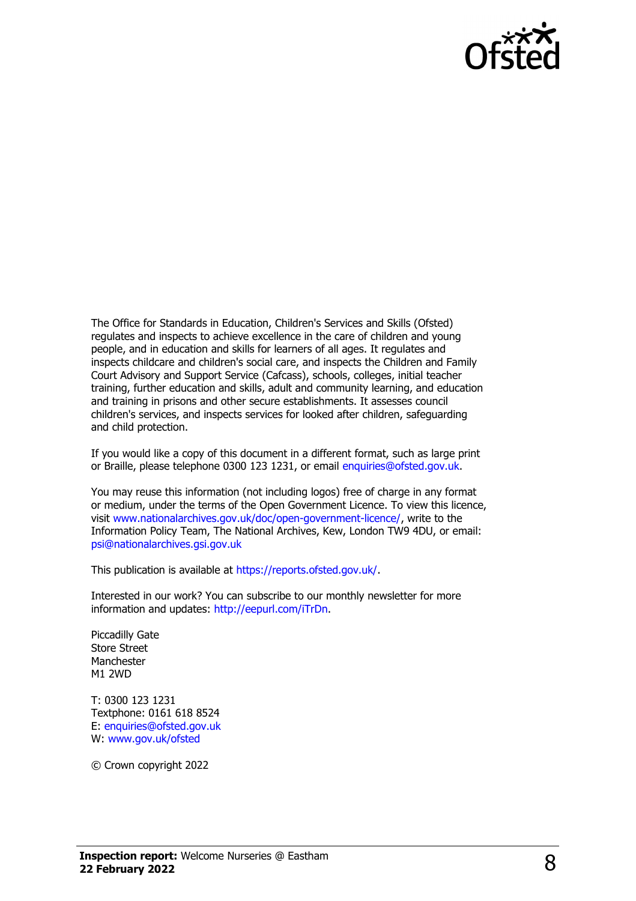The Office for Standards in Education, Children's Services and Skills (Ofsted) regulates and inspects to achieve excellence in the care of children and young people, and in education and skills for learners of all ages. It regulates and inspects childcare and children's social care, and inspects the Children and Family Court Advisory and Support Service (Cafcass), schools, colleges, initial teacher training, further education and skills, adult and community learning, and education and training in prisons and other secure establishments. It assesses council children's services, and inspects services for looked after children, safeguarding and child protection.

If you would like a copy of this document in a different format, such as large print or Braille, please telephone 0300 123 1231, or email enquiries@ofsted.gov.uk.

You may reuse this information (not including logos) free of charge in any format or medium, under the terms of the Open Government Licence. To view this licence, visit www.nationalarchives.gov.uk/doc/open-government-licence/, write to the Information Policy Team, The National Archives, Kew, London TW9 4DU, or email: psi@nationalarchives.gsi.gov.uk

This publication is available at https://reports.ofsted.gov.uk/.

Interested in our work? You can subscribe to our monthly newsletter for more information and updates: http://eepurl.com/iTrDn.

Piccadilly Gate
Store Street
Manchester
M1 2WD

T: 0300 123 1231
Textphone: 0161 618 8524
E: enquiries@ofsted.gov.uk
W: www.gov.uk/ofsted

© Crown copyright 2022